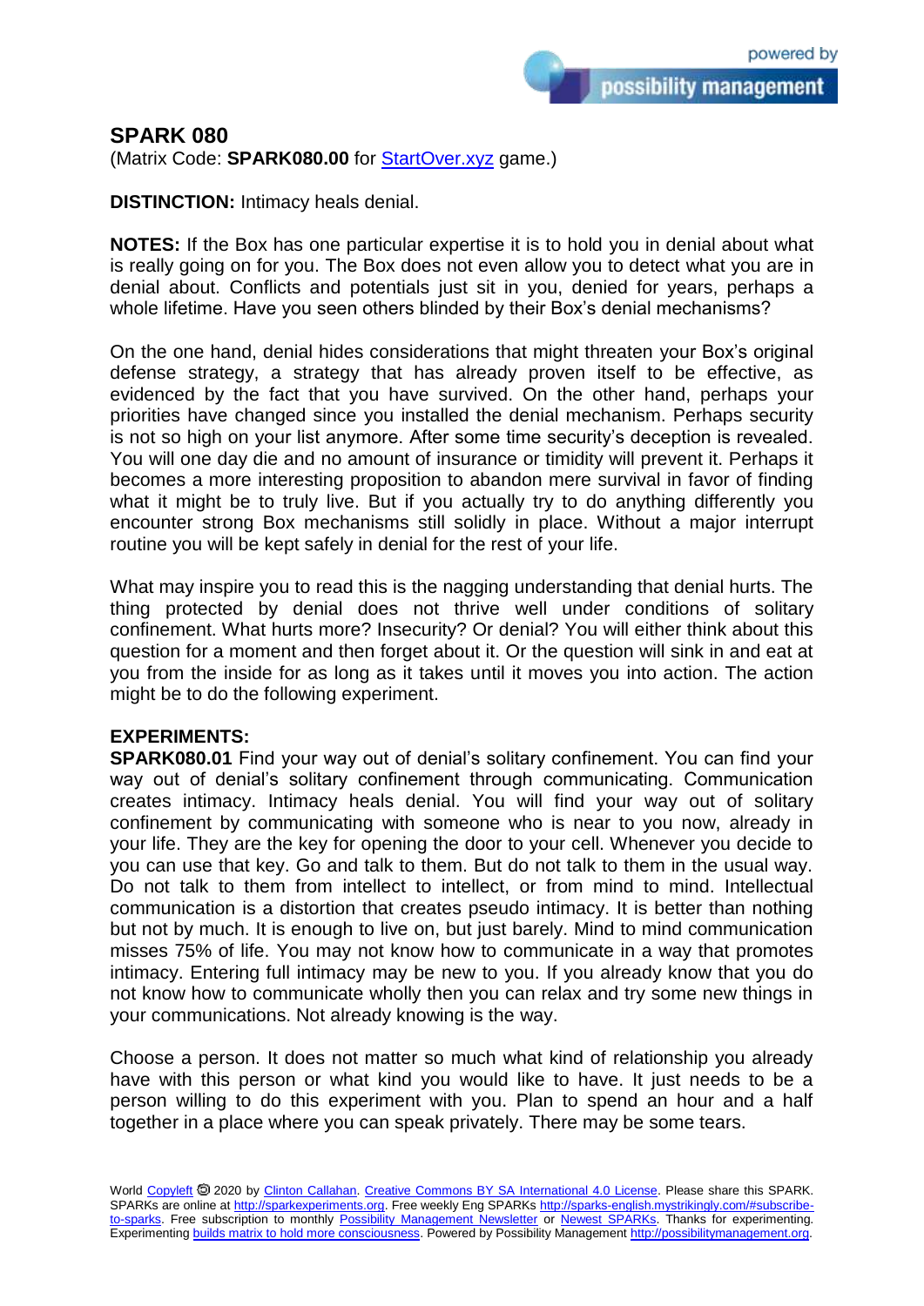# SPARK 080

(Matrix Code: **SPARK080.00** for StartOver.xyz game.)

**DISTINCTION:** Intimacy heals denial.

**NOTES:** If the Box has one particular expertise it is to hold you in denial about what is really going on for you. The Box does not even allow you to detect what you are in denial about. Conflicts and potentials just sit in you, denied for years, perhaps a whole lifetime. Have you seen others blinded by their Box's denial mechanisms?

On the one hand, denial hides considerations that might threaten your Box's original defense strategy, a strategy that has already proven itself to be effective, as evidenced by the fact that you have survived. On the other hand, perhaps your priorities have changed since you installed the denial mechanism. Perhaps security is not so high on your list anymore. After some time security's deception is revealed. You will one day die and no amount of insurance or timidity will prevent it. Perhaps it becomes a more interesting proposition to abandon mere survival in favor of finding what it might be to truly live. But if you actually try to do anything differently you encounter strong Box mechanisms still solidly in place. Without a major interrupt routine you will be kept safely in denial for the rest of your life.

What may inspire you to read this is the nagging understanding that denial hurts. The thing protected by denial does not thrive well under conditions of solitary confinement. What hurts more? Insecurity? Or denial? You will either think about this question for a moment and then forget about it. Or the question will sink in and eat at you from the inside for as long as it takes until it moves you into action. The action might be to do the following experiment.

**EXPERIMENTS:**

**SPARK080.01** Find your way out of denial's solitary confinement. You can find your way out of denial's solitary confinement through communicating. Communication creates intimacy. Intimacy heals denial. You will find your way out of solitary confinement by communicating with someone who is near to you now, already in your life. They are the key for opening the door to your cell. Whenever you decide to you can use that key. Go and talk to them. But do not talk to them in the usual way. Do not talk to them from intellect to intellect, or from mind to mind. Intellectual communication is a distortion that creates pseudo intimacy. It is better than nothing but not by much. It is enough to live on, but just barely. Mind to mind communication misses 75% of life. You may not know how to communicate in a way that promotes intimacy. Entering full intimacy may be new to you. If you already know that you do not know how to communicate wholly then you can relax and try some new things in your communications. Not already knowing is the way.

Choose a person. It does not matter so much what kind of relationship you already have with this person or what kind you would like to have. It just needs to be a person willing to do this experiment with you. Plan to spend an hour and a half together in a place where you can speak privately. There may be some tears.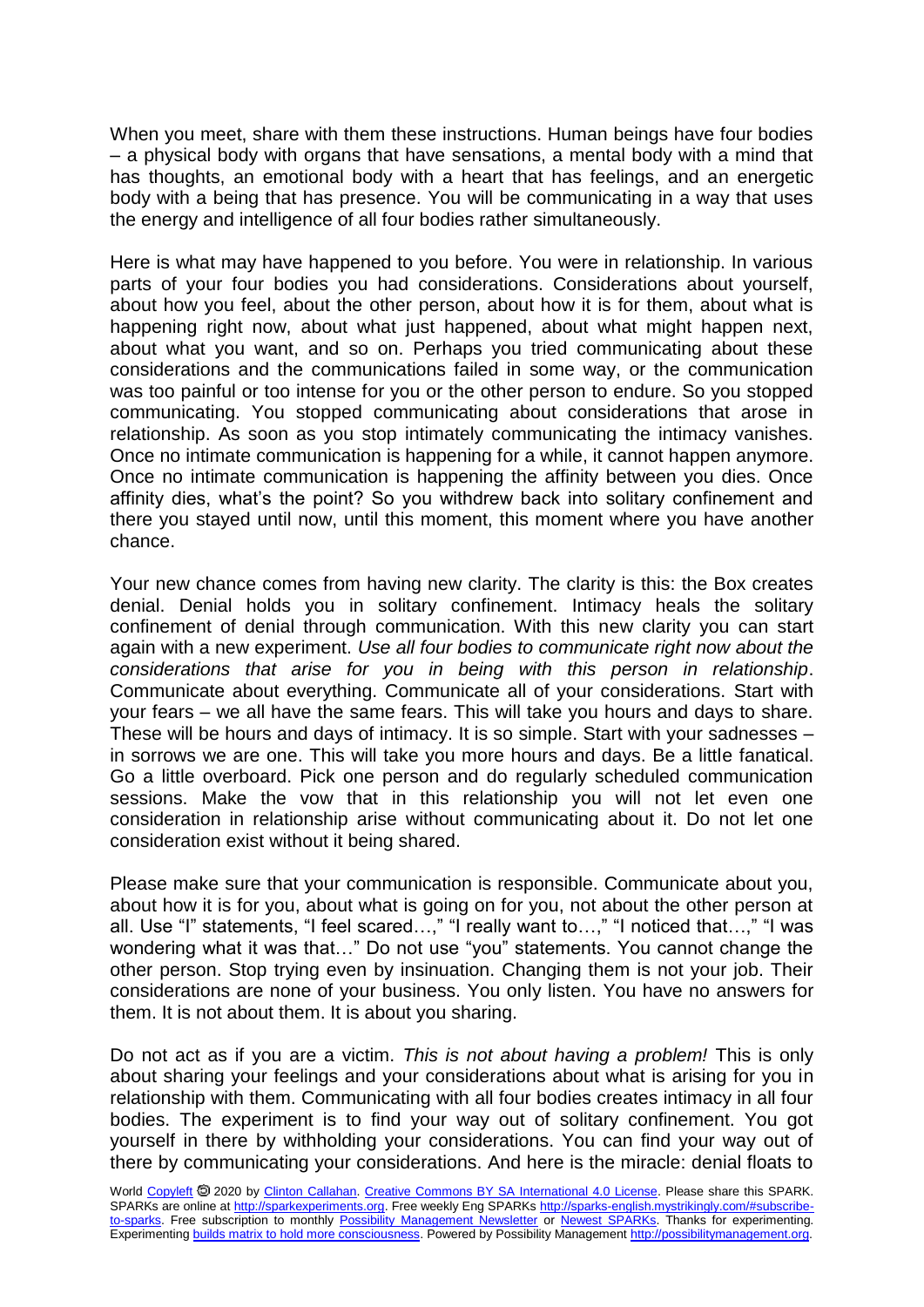When you meet, share with them these instructions. Human beings have four bodies – a physical body with organs that have sensations, a mental body with a mind that has thoughts, an emotional body with a heart that has feelings, and an energetic body with a being that has presence. You will be communicating in a way that uses the energy and intelligence of all four bodies rather simultaneously.

Here is what may have happened to you before. You were in relationship. In various parts of your four bodies you had considerations. Considerations about yourself, about how you feel, about the other person, about how it is for them, about what is happening right now, about what just happened, about what might happen next, about what you want, and so on. Perhaps you tried communicating about these considerations and the communications failed in some way, or the communication was too painful or too intense for you or the other person to endure. So you stopped communicating. You stopped communicating about considerations that arose in relationship. As soon as you stop intimately communicating the intimacy vanishes. Once no intimate communication is happening for a while, it cannot happen anymore. Once no intimate communication is happening the affinity between you dies. Once affinity dies, what's the point? So you withdrew back into solitary confinement and there you stayed until now, until this moment, this moment where you have another chance.

Your new chance comes from having new clarity. The clarity is this: the Box creates denial. Denial holds you in solitary confinement. Intimacy heals the solitary confinement of denial through communication. With this new clarity you can start again with a new experiment. *Use all four bodies to communicate right now about the considerations that arise for you in being with this person in relationship*. Communicate about everything. Communicate all of your considerations. Start with your fears – we all have the same fears. This will take you hours and days to share. These will be hours and days of intimacy. It is so simple. Start with your sadnesses – in sorrows we are one. This will take you more hours and days. Be a little fanatical. Go a little overboard. Pick one person and do regularly scheduled communication sessions. Make the vow that in this relationship you will not let even one consideration in relationship arise without communicating about it. Do not let one consideration exist without it being shared.

Please make sure that your communication is responsible. Communicate about you, about how it is for you, about what is going on for you, not about the other person at all. Use "I" statements, "I feel scared…," "I really want to…," "I noticed that…," "I was wondering what it was that…" Do not use "you" statements. You cannot change the other person. Stop trying even by insinuation. Changing them is not your job. Their considerations are none of your business. You only listen. You have no answers for them. It is not about them. It is about you sharing.

Do not act as if you are a victim. *This is not about having a problem!* This is only about sharing your feelings and your considerations about what is arising for you in relationship with them. Communicating with all four bodies creates intimacy in all four bodies. The experiment is to find your way out of solitary confinement. You got yourself in there by withholding your considerations. You can find your way out of there by communicating your considerations. And here is the miracle: denial floats to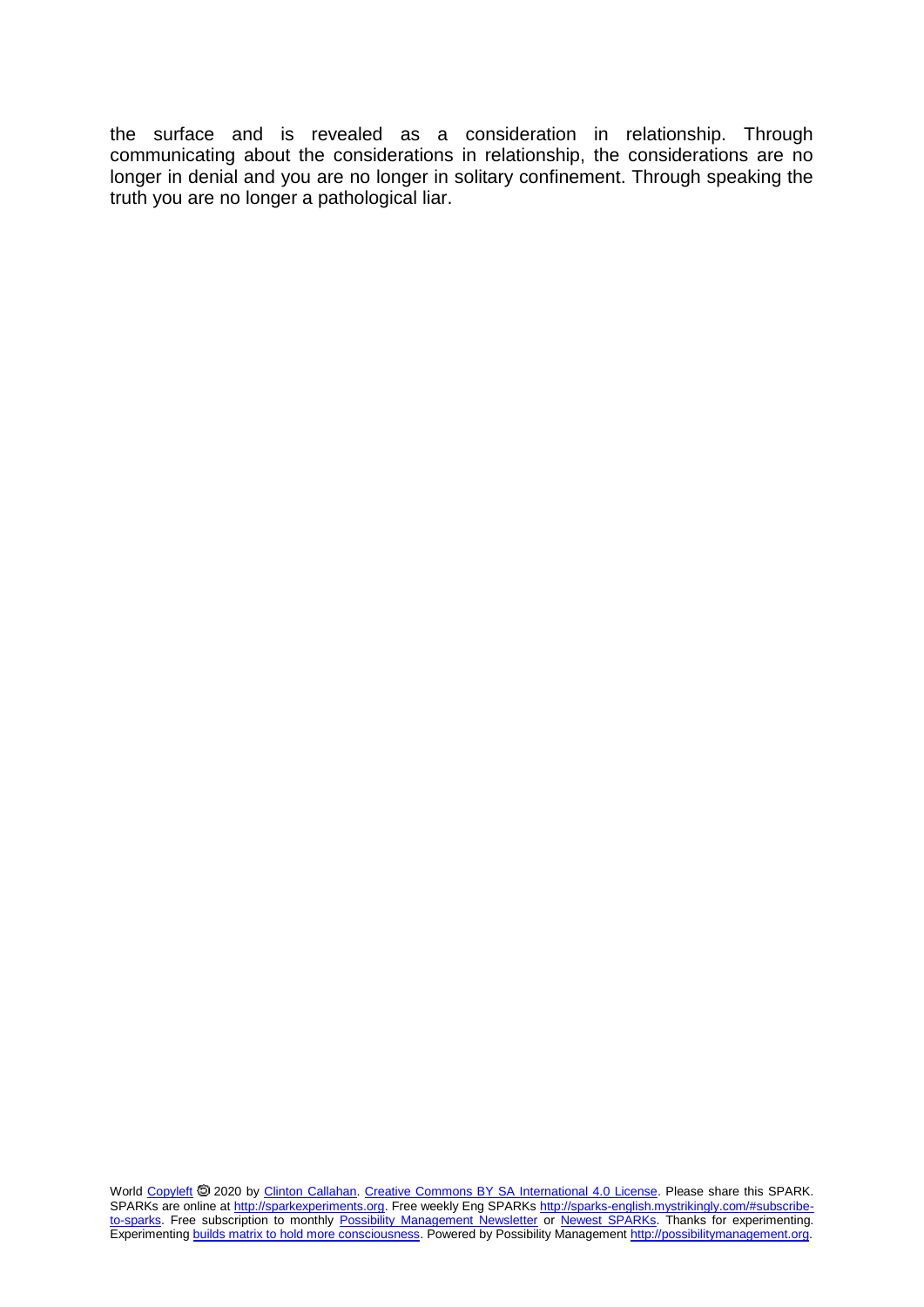the surface and is revealed as a consideration in relationship. Through communicating about the considerations in relationship, the considerations are no longer in denial and you are no longer in solitary confinement. Through speaking the truth you are no longer a pathological liar.